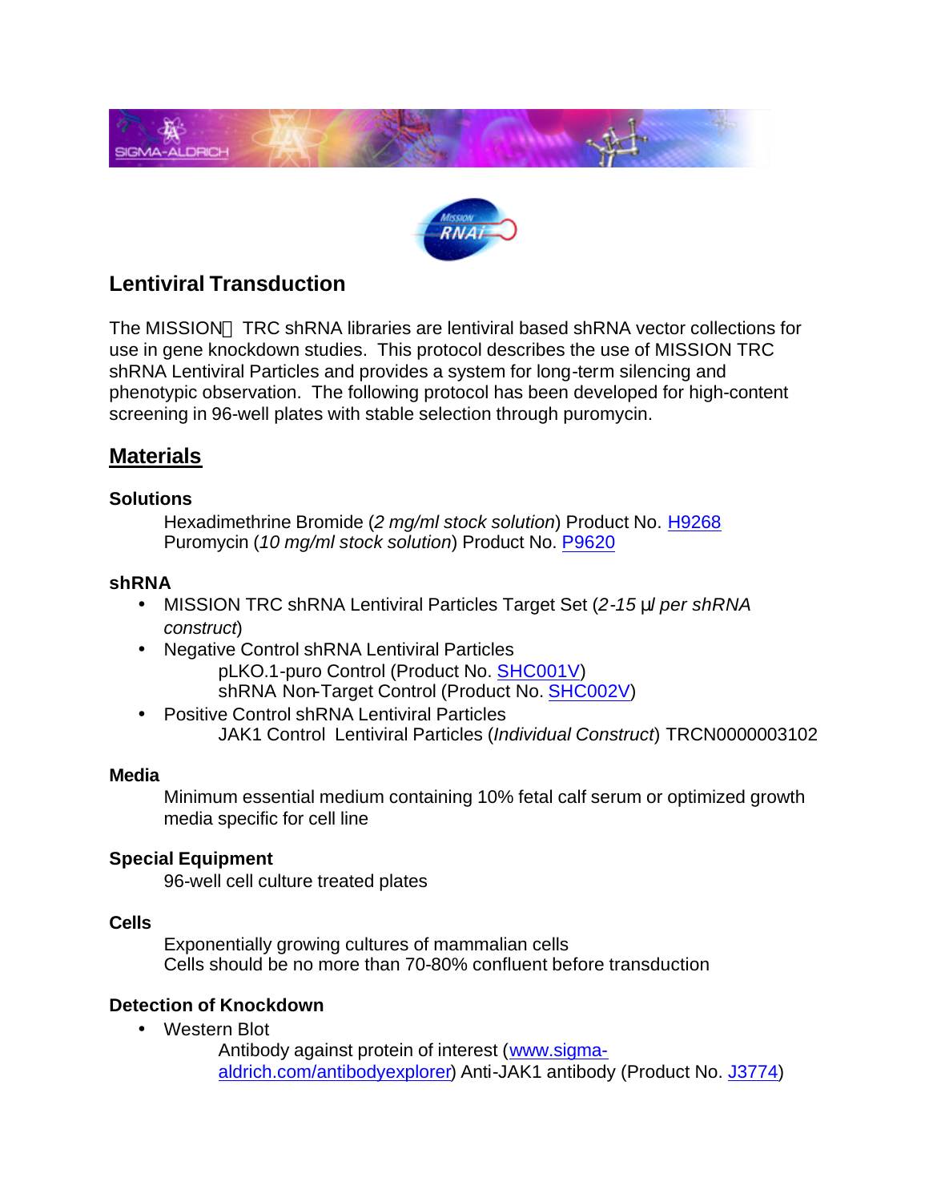# Lentiviral Transduction

The MISSION TRC shRNA libraries are lentiviral based shRNA vector collections for use in gene knockdown studies. This protocol describes the use of MISSION TRC shRNA Lentiviral Particles and provides a system for long-term silencing and phenotypic observation. The following protocol has been developed for high-content screening in 96-well plates with stable selection through puromycin.

## Materials

### Solutions

Hexadimethrine Bromide (*2 mg/ml stock solution*) Product No. H9268
Puromycin (*10 mg/ml stock solution*) Product No. P9620

### shRNA

- MISSION TRC shRNA Lentiviral Particles Target Set (*2-15 µl per shRNA construct*)
- Negative Control shRNA Lentiviral Particles
  - pLKO.1-puro Control (Product No. SHC001V)
  - shRNA Non-Target Control (Product No. SHC002V)
- Positive Control shRNA Lentiviral Particles
  - JAK1 Control Lentiviral Particles (*Individual Construct*) TRCN0000003102

### Media

Minimum essential medium containing 10% fetal calf serum or optimized growth media specific for cell line

### Special Equipment

96-well cell culture treated plates

### Cells

Exponentially growing cultures of mammalian cells
Cells should be no more than 70-80% confluent before transduction

### Detection of Knockdown

- Western Blot
  - Antibody against protein of interest (www.sigma-aldrich.com/antibodyexplorer) Anti-JAK1 antibody (Product No. J3774)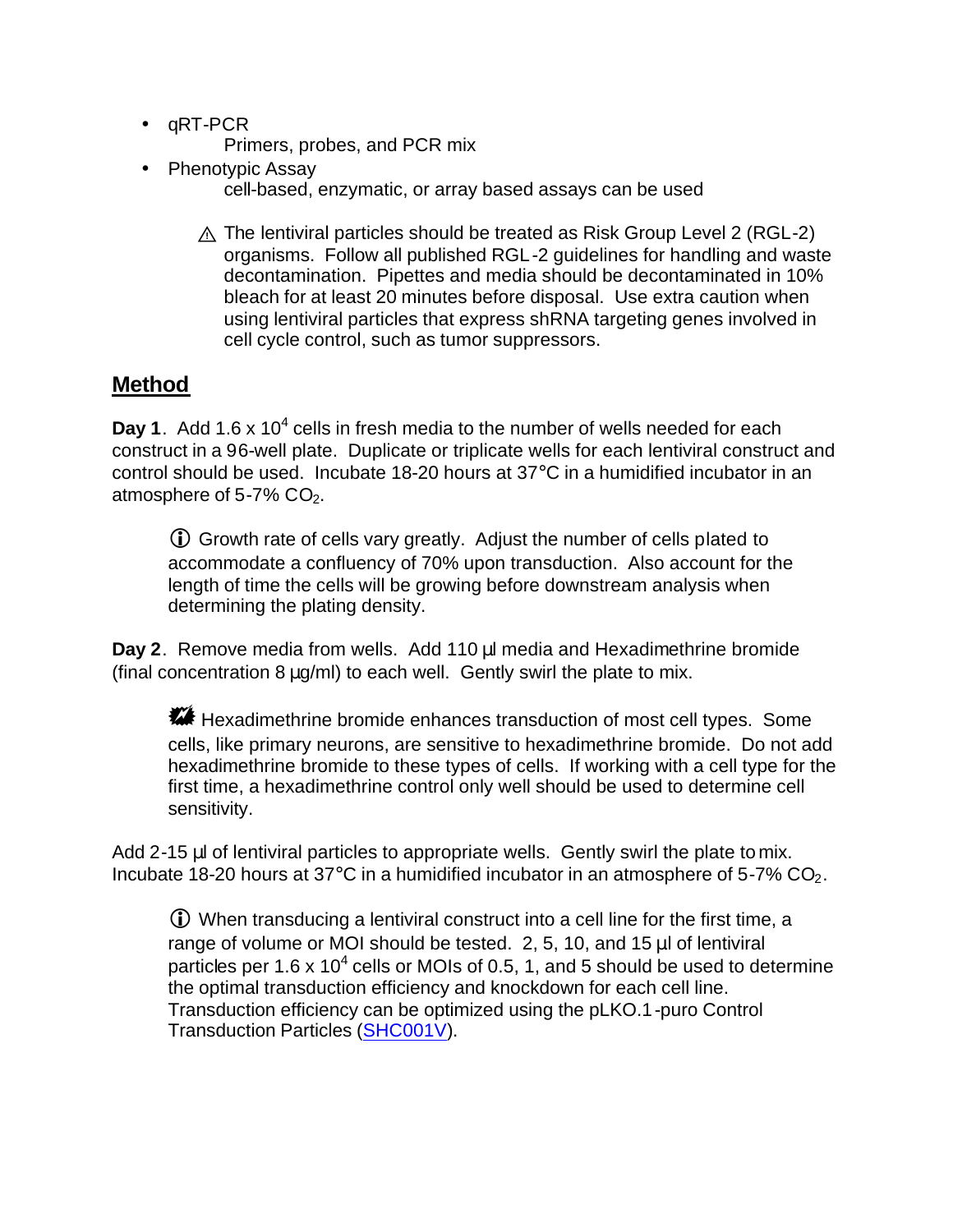- qRT-PCR
  Primers, probes, and PCR mix
- Phenotypic Assay
  cell-based, enzymatic, or array based assays can be used

  ⚠ The lentiviral particles should be treated as Risk Group Level 2 (RGL-2) organisms. Follow all published RGL-2 guidelines for handling and waste decontamination. Pipettes and media should be decontaminated in 10% bleach for at least 20 minutes before disposal. Use extra caution when using lentiviral particles that express shRNA targeting genes involved in cell cycle control, such as tumor suppressors.

## Method

**Day 1**. Add $1.6 \times 10^4$ cells in fresh media to the number of wells needed for each construct in a 96-well plate. Duplicate or triplicate wells for each lentiviral construct and control should be used. Incubate 18-20 hours at 37°C in a humidified incubator in an atmosphere of 5-7% $CO_2$.

> ⓘ Growth rate of cells vary greatly. Adjust the number of cells plated to accommodate a confluency of 70% upon transduction. Also account for the length of time the cells will be growing before downstream analysis when determining the plating density.

**Day 2**. Remove media from wells. Add 110 µl media and Hexadimethrine bromide (final concentration 8 µg/ml) to each well. Gently swirl the plate to mix.

> Hexadimethrine bromide enhances transduction of most cell types. Some cells, like primary neurons, are sensitive to hexadimethrine bromide. Do not add hexadimethrine bromide to these types of cells. If working with a cell type for the first time, a hexadimethrine control only well should be used to determine cell sensitivity.

Add 2-15 µl of lentiviral particles to appropriate wells. Gently swirl the plate to mix. Incubate 18-20 hours at 37°C in a humidified incubator in an atmosphere of 5-7% $CO_2$.

> ⓘ When transducing a lentiviral construct into a cell line for the first time, a range of volume or MOI should be tested. 2, 5, 10, and 15 µl of lentiviral particles per $1.6 \times 10^4$ cells or MOIs of 0.5, 1, and 5 should be used to determine the optimal transduction efficiency and knockdown for each cell line. Transduction efficiency can be optimized using the pLKO.1-puro Control Transduction Particles (SHC001V).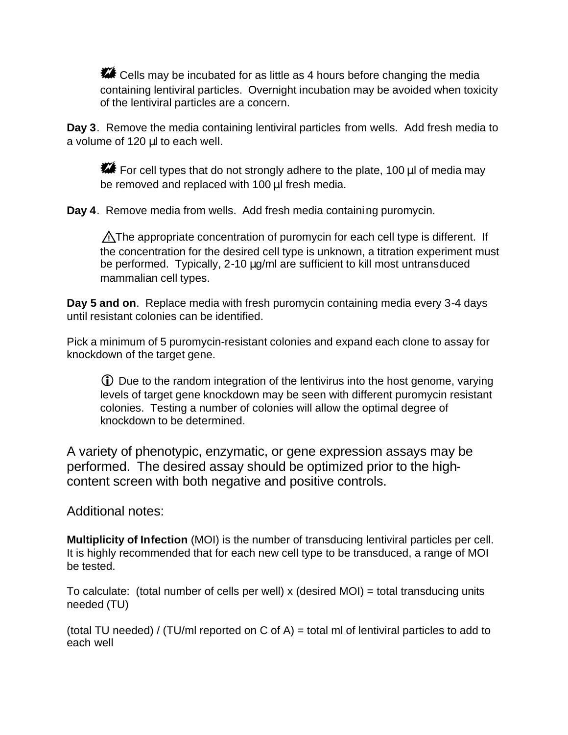Cells may be incubated for as little as 4 hours before changing the media containing lentiviral particles. Overnight incubation may be avoided when toxicity of the lentiviral particles are a concern.

**Day 3**. Remove the media containing lentiviral particles from wells. Add fresh media to a volume of 120 µl to each well.

For cell types that do not strongly adhere to the plate, 100 µl of media may be removed and replaced with 100 µl fresh media.

**Day 4**. Remove media from wells. Add fresh media containing puromycin.

⚠The appropriate concentration of puromycin for each cell type is different. If the concentration for the desired cell type is unknown, a titration experiment must be performed. Typically, 2-10 µg/ml are sufficient to kill most untransduced mammalian cell types.

**Day 5 and on**. Replace media with fresh puromycin containing media every 3-4 days until resistant colonies can be identified.

Pick a minimum of 5 puromycin-resistant colonies and expand each clone to assay for knockdown of the target gene.

ⓘ Due to the random integration of the lentivirus into the host genome, varying levels of target gene knockdown may be seen with different puromycin resistant colonies. Testing a number of colonies will allow the optimal degree of knockdown to be determined.

A variety of phenotypic, enzymatic, or gene expression assays may be performed. The desired assay should be optimized prior to the high-content screen with both negative and positive controls.

Additional notes:

**Multiplicity of Infection** (MOI) is the number of transducing lentiviral particles per cell. It is highly recommended that for each new cell type to be transduced, a range of MOI be tested.

To calculate: (total number of cells per well) x (desired MOI) = total transducing units needed (TU)

(total TU needed) / (TU/ml reported on C of A) = total ml of lentiviral particles to add to each well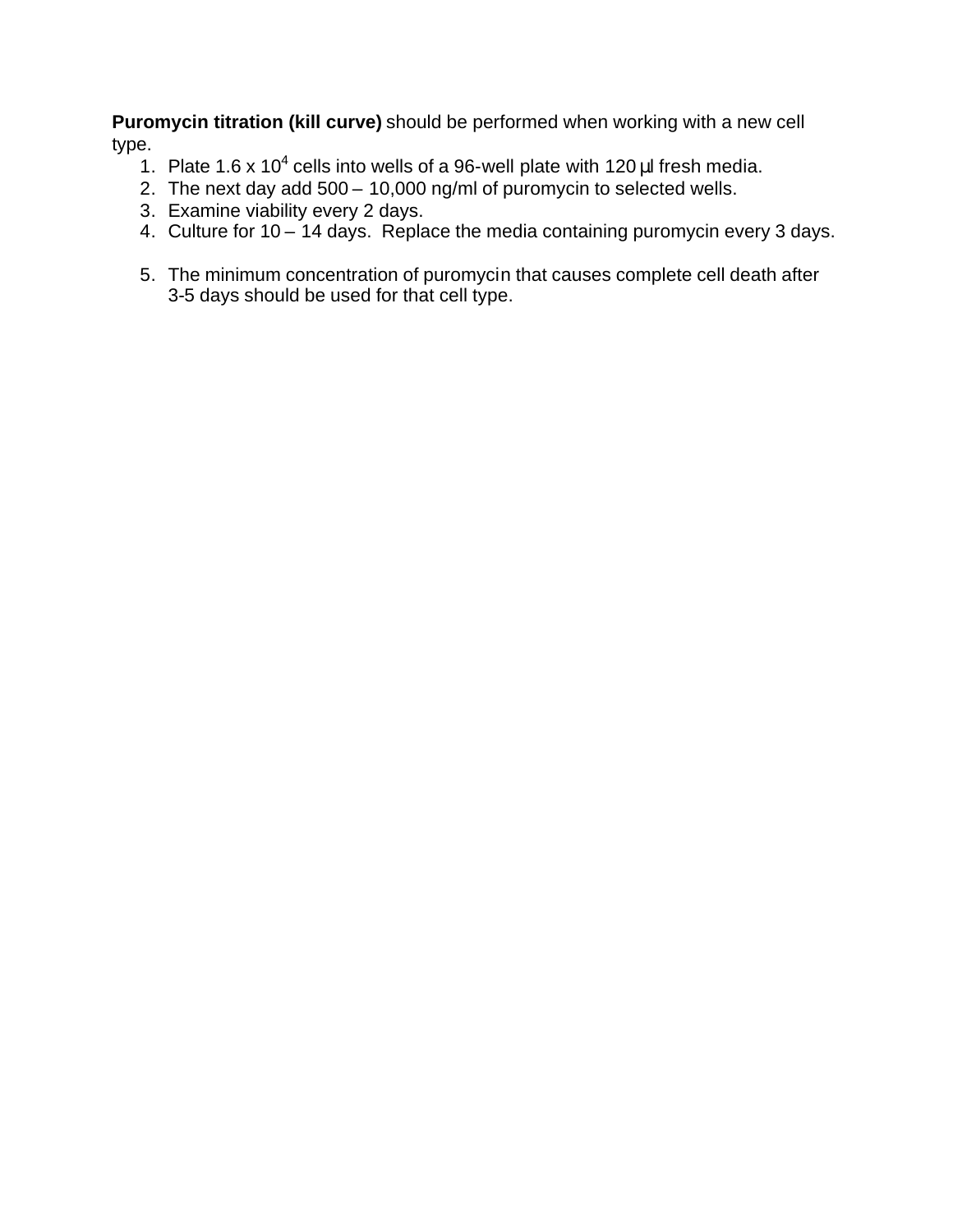**Puromycin titration (kill curve)** should be performed when working with a new cell type.

1. Plate $1.6 \times 10^4$ cells into wells of a 96-well plate with 120 µl fresh media.
2. The next day add 500 – 10,000 ng/ml of puromycin to selected wells.
3. Examine viability every 2 days.
4. Culture for 10 – 14 days. Replace the media containing puromycin every 3 days.
5. The minimum concentration of puromycin that causes complete cell death after 3-5 days should be used for that cell type.